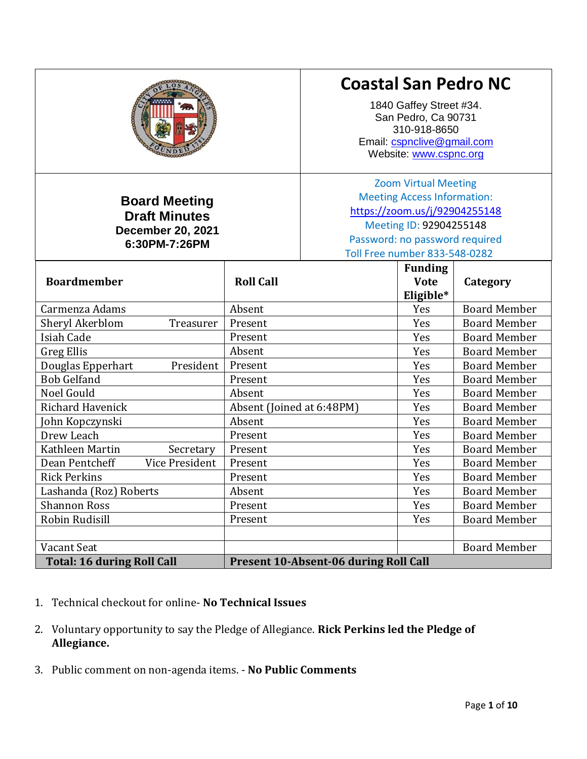# Coastal San Pedro NC

1840 Gaffey Street #34.
San Pedro, Ca 90731
310-918-8650
Email: cspnclive@gmail.com
Website: www.cspnc.org

## Board Meeting Draft Minutes

**December 20, 2021**
**6:30PM-7:26PM**

Zoom Virtual Meeting
Meeting Access Information:
https://zoom.us/j/92904255148
Meeting ID: 92904255148
Password: no password required
Toll Free number 833-548-0282

| Boardmember | Roll Call | Funding Vote Eligible* | Category |
|---|---|---|---|
| Carmenza Adams | Absent | Yes | Board Member |
| Sheryl Akerblom Treasurer | Present | Yes | Board Member |
| Isiah Cade | Present | Yes | Board Member |
| Greg Ellis | Absent | Yes | Board Member |
| Douglas Epperhart President | Present | Yes | Board Member |
| Bob Gelfand | Present | Yes | Board Member |
| Noel Gould | Absent | Yes | Board Member |
| Richard Havenick | Absent (Joined at 6:48PM) | Yes | Board Member |
| John Kopczynski | Absent | Yes | Board Member |
| Drew Leach | Present | Yes | Board Member |
| Kathleen Martin Secretary | Present | Yes | Board Member |
| Dean Pentcheff Vice President | Present | Yes | Board Member |
| Rick Perkins | Present | Yes | Board Member |
| Lashanda (Roz) Roberts | Absent | Yes | Board Member |
| Shannon Ross | Present | Yes | Board Member |
| Robin Rudisill | Present | Yes | Board Member |
| | | | |
| Vacant Seat | | | Board Member |
| **Total: 16 during Roll Call** | **Present 10-Absent-06 during Roll Call** | | |

1. Technical checkout for online- **No Technical Issues**

2. Voluntary opportunity to say the Pledge of Allegiance. **Rick Perkins led the Pledge of Allegiance.**

3. Public comment on non-agenda items. - **No Public Comments**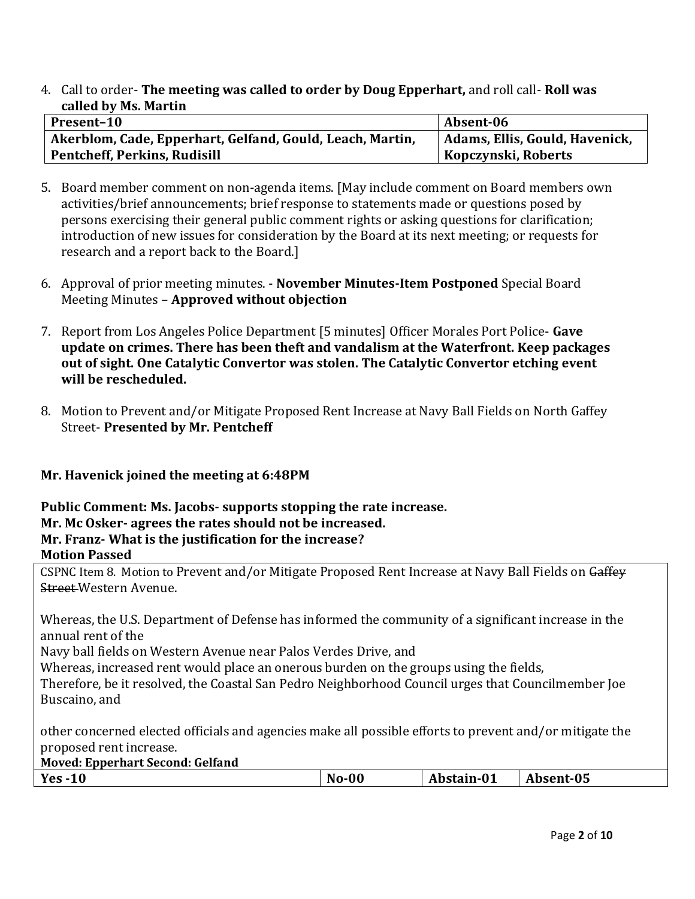4. Call to order- **The meeting was called to order by Doug Epperhart,** and roll call- **Roll was called by Ms. Martin**

| Present–10 | Absent-06 |
|---|---|
| **Akerblom, Cade, Epperhart, Gelfand, Gould, Leach, Martin, Pentcheff, Perkins, Rudisill** | **Adams, Ellis, Gould, Havenick, Kopczynski, Roberts** |

5. Board member comment on non-agenda items. [May include comment on Board members own activities/brief announcements; brief response to statements made or questions posed by persons exercising their general public comment rights or asking questions for clarification; introduction of new issues for consideration by the Board at its next meeting; or requests for research and a report back to the Board.]

6. Approval of prior meeting minutes. - **November Minutes-Item Postponed** Special Board Meeting Minutes – **Approved without objection**

7. Report from Los Angeles Police Department [5 minutes] Officer Morales Port Police- **Gave update on crimes. There has been theft and vandalism at the Waterfront. Keep packages out of sight. One Catalytic Convertor was stolen. The Catalytic Convertor etching event will be rescheduled.**

8. Motion to Prevent and/or Mitigate Proposed Rent Increase at Navy Ball Fields on North Gaffey Street- **Presented by Mr. Pentcheff**

**Mr. Havenick joined the meeting at 6:48PM**

**Public Comment: Ms. Jacobs- supports stopping the rate increase.**
**Mr. Mc Osker- agrees the rates should not be increased.**
**Mr. Franz- What is the justification for the increase?**
**Motion Passed**

CSPNC Item 8. Motion to Prevent and/or Mitigate Proposed Rent Increase at Navy Ball Fields on ~~Gaffey Street~~ Western Avenue.

Whereas, the U.S. Department of Defense has informed the community of a significant increase in the annual rent of the
Navy ball fields on Western Avenue near Palos Verdes Drive, and
Whereas, increased rent would place an onerous burden on the groups using the fields,
Therefore, be it resolved, the Coastal San Pedro Neighborhood Council urges that Councilmember Joe Buscaino, and

other concerned elected officials and agencies make all possible efforts to prevent and/or mitigate the proposed rent increase.

**Moved: Epperhart Second: Gelfand**

| Yes -10 | No-00 | Abstain-01 | Absent-05 |
|---|---|---|---|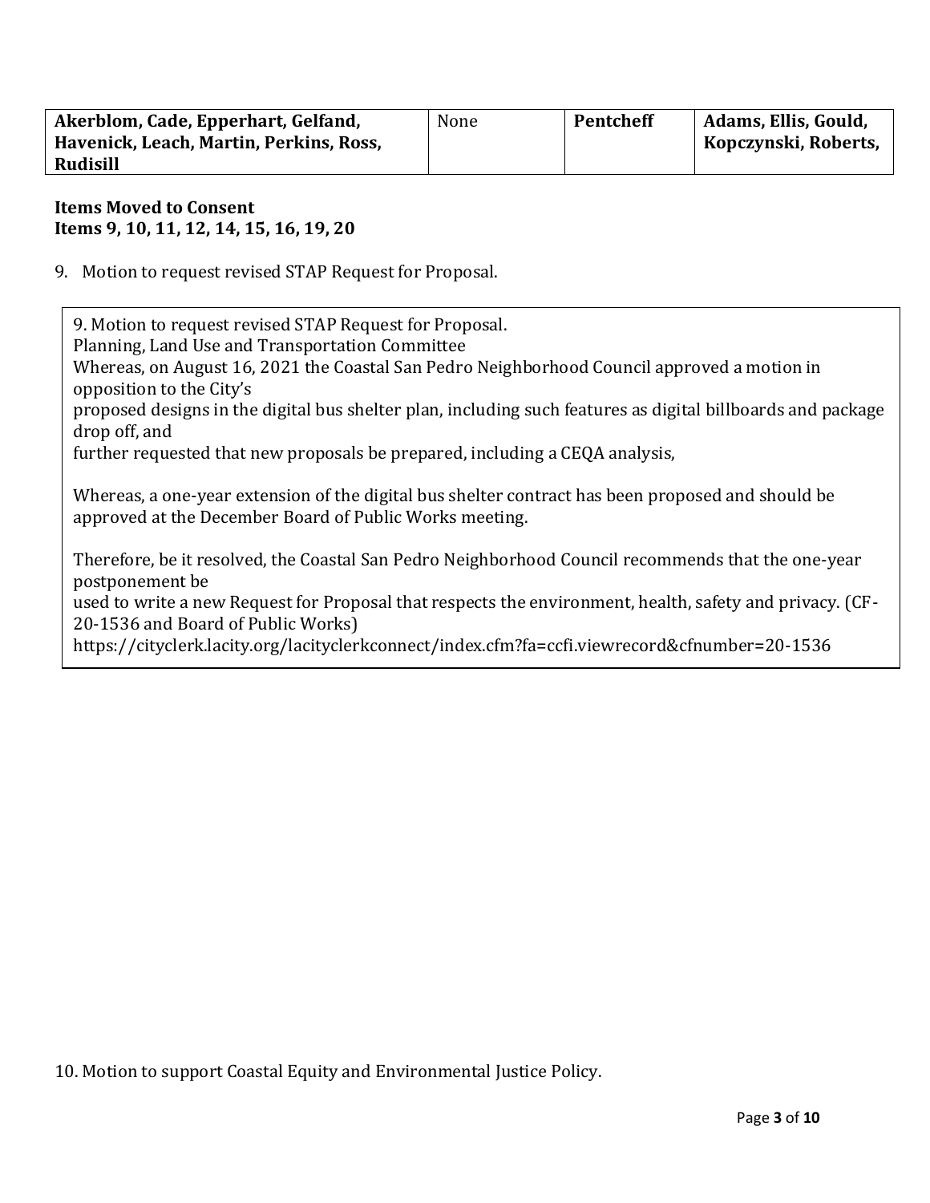| Akerblom, Cade, Epperhart, Gelfand, Havenick, Leach, Martin, Perkins, Ross, Rudisill | None | Pentcheff | Adams, Ellis, Gould, Kopczynski, Roberts, |
| --- | --- | --- | --- |

**Items Moved to Consent**
**Items 9, 10, 11, 12, 14, 15, 16, 19, 20**

9. Motion to request revised STAP Request for Proposal.

> 9. Motion to request revised STAP Request for Proposal.
> Planning, Land Use and Transportation Committee
> Whereas, on August 16, 2021 the Coastal San Pedro Neighborhood Council approved a motion in opposition to the City's
> proposed designs in the digital bus shelter plan, including such features as digital billboards and package drop off, and
> further requested that new proposals be prepared, including a CEQA analysis,
>
> Whereas, a one-year extension of the digital bus shelter contract has been proposed and should be approved at the December Board of Public Works meeting.
>
> Therefore, be it resolved, the Coastal San Pedro Neighborhood Council recommends that the one-year postponement be
> used to write a new Request for Proposal that respects the environment, health, safety and privacy. (CF-20-1536 and Board of Public Works)
> https://cityclerk.lacity.org/lacityclerkconnect/index.cfm?fa=ccfi.viewrecord&cfnumber=20-1536

10. Motion to support Coastal Equity and Environmental Justice Policy.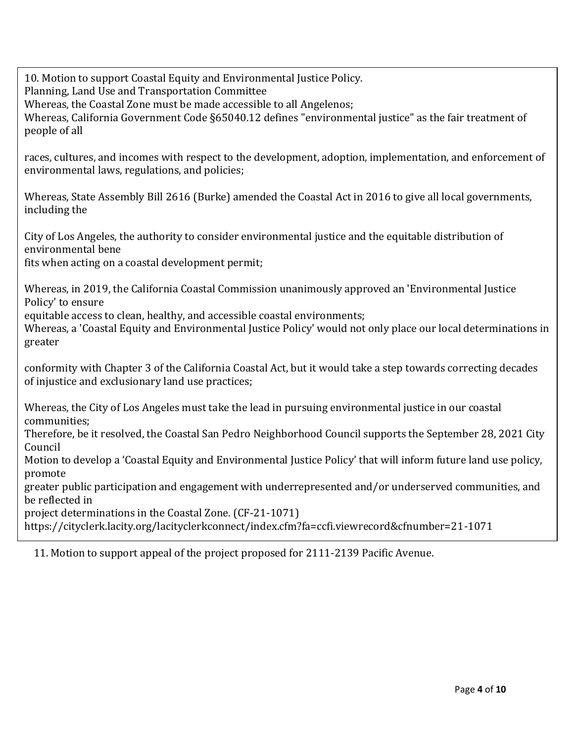10. Motion to support Coastal Equity and Environmental Justice Policy.
Planning, Land Use and Transportation Committee
Whereas, the Coastal Zone must be made accessible to all Angelenos;
Whereas, California Government Code §65040.12 defines "environmental justice" as the fair treatment of people of all

races, cultures, and incomes with respect to the development, adoption, implementation, and enforcement of environmental laws, regulations, and policies;

Whereas, State Assembly Bill 2616 (Burke) amended the Coastal Act in 2016 to give all local governments, including the

City of Los Angeles, the authority to consider environmental justice and the equitable distribution of environmental bene
fits when acting on a coastal development permit;

Whereas, in 2019, the California Coastal Commission unanimously approved an 'Environmental Justice Policy' to ensure
equitable access to clean, healthy, and accessible coastal environments;
Whereas, a 'Coastal Equity and Environmental Justice Policy' would not only place our local determinations in greater

conformity with Chapter 3 of the California Coastal Act, but it would take a step towards correcting decades of injustice and exclusionary land use practices;

Whereas, the City of Los Angeles must take the lead in pursuing environmental justice in our coastal communities;
Therefore, be it resolved, the Coastal San Pedro Neighborhood Council supports the September 28, 2021 City Council
Motion to develop a 'Coastal Equity and Environmental Justice Policy' that will inform future land use policy, promote
greater public participation and engagement with underrepresented and/or underserved communities, and be reflected in
project determinations in the Coastal Zone. (CF-21-1071)
https://cityclerk.lacity.org/lacityclerkconnect/index.cfm?fa=ccfi.viewrecord&cfnumber=21-1071

11. Motion to support appeal of the project proposed for 2111-2139 Pacific Avenue.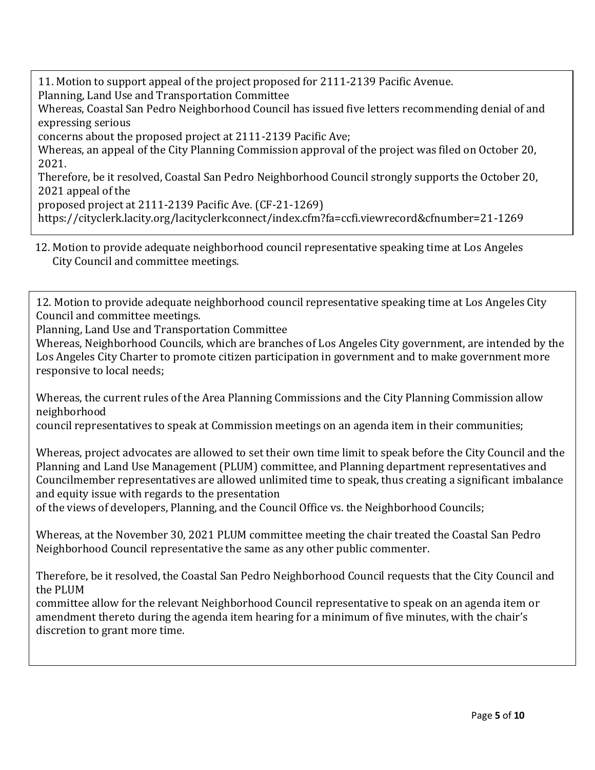11. Motion to support appeal of the project proposed for 2111-2139 Pacific Avenue.
Planning, Land Use and Transportation Committee
Whereas, Coastal San Pedro Neighborhood Council has issued five letters recommending denial of and expressing serious
concerns about the proposed project at 2111-2139 Pacific Ave;
Whereas, an appeal of the City Planning Commission approval of the project was filed on October 20, 2021.
Therefore, be it resolved, Coastal San Pedro Neighborhood Council strongly supports the October 20, 2021 appeal of the
proposed project at 2111-2139 Pacific Ave. (CF-21-1269)
https://cityclerk.lacity.org/lacityclerkconnect/index.cfm?fa=ccfi.viewrecord&cfnumber=21-1269

12. Motion to provide adequate neighborhood council representative speaking time at Los Angeles City Council and committee meetings.

12. Motion to provide adequate neighborhood council representative speaking time at Los Angeles City Council and committee meetings.
Planning, Land Use and Transportation Committee
Whereas, Neighborhood Councils, which are branches of Los Angeles City government, are intended by the Los Angeles City Charter to promote citizen participation in government and to make government more responsive to local needs;

Whereas, the current rules of the Area Planning Commissions and the City Planning Commission allow neighborhood
council representatives to speak at Commission meetings on an agenda item in their communities;

Whereas, project advocates are allowed to set their own time limit to speak before the City Council and the Planning and Land Use Management (PLUM) committee, and Planning department representatives and Councilmember representatives are allowed unlimited time to speak, thus creating a significant imbalance and equity issue with regards to the presentation
of the views of developers, Planning, and the Council Office vs. the Neighborhood Councils;

Whereas, at the November 30, 2021 PLUM committee meeting the chair treated the Coastal San Pedro Neighborhood Council representative the same as any other public commenter.

Therefore, be it resolved, the Coastal San Pedro Neighborhood Council requests that the City Council and the PLUM
committee allow for the relevant Neighborhood Council representative to speak on an agenda item or amendment thereto during the agenda item hearing for a minimum of five minutes, with the chair's discretion to grant more time.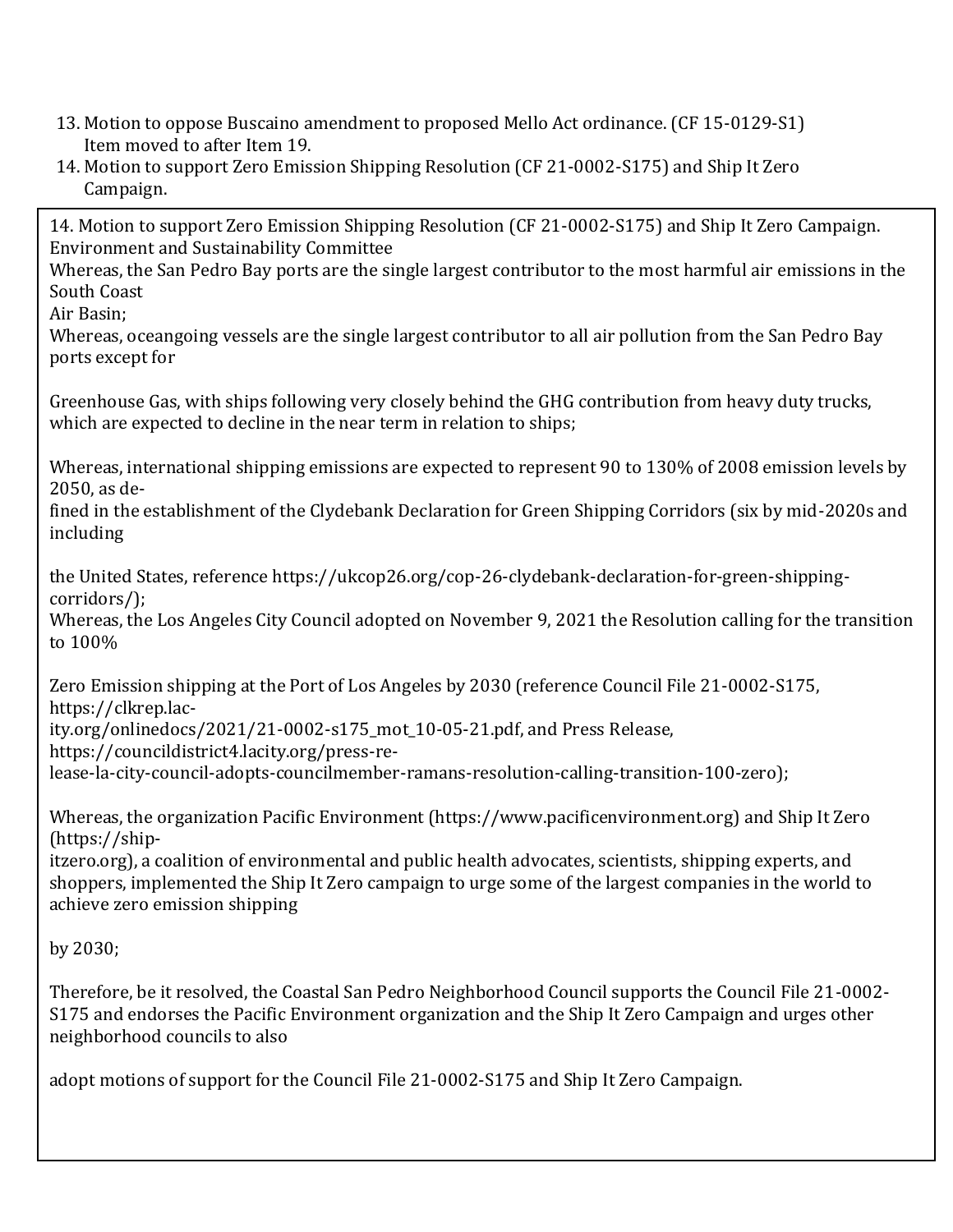13. Motion to oppose Buscaino amendment to proposed Mello Act ordinance. (CF 15-0129-S1) Item moved to after Item 19.
14. Motion to support Zero Emission Shipping Resolution (CF 21-0002-S175) and Ship It Zero Campaign.

14. Motion to support Zero Emission Shipping Resolution (CF 21-0002-S175) and Ship It Zero Campaign.
Environment and Sustainability Committee

Whereas, the San Pedro Bay ports are the single largest contributor to the most harmful air emissions in the South Coast Air Basin;

Whereas, oceangoing vessels are the single largest contributor to all air pollution from the San Pedro Bay ports except for Greenhouse Gas, with ships following very closely behind the GHG contribution from heavy duty trucks, which are expected to decline in the near term in relation to ships;

Whereas, international shipping emissions are expected to represent 90 to 130% of 2008 emission levels by 2050, as defined in the establishment of the Clydebank Declaration for Green Shipping Corridors (six by mid-2020s and including the United States, reference https://ukcop26.org/cop-26-clydebank-declaration-for-green-shipping-corridors/);

Whereas, the Los Angeles City Council adopted on November 9, 2021 the Resolution calling for the transition to 100% Zero Emission shipping at the Port of Los Angeles by 2030 (reference Council File 21-0002-S175, https://clkrep.lacity.org/onlinedocs/2021/21-0002-s175_mot_10-05-21.pdf, and Press Release, https://councildistrict4.lacity.org/press-release-la-city-council-adopts-councilmember-ramans-resolution-calling-transition-100-zero);

Whereas, the organization Pacific Environment (https://www.pacificenvironment.org) and Ship It Zero (https://shipitzero.org), a coalition of environmental and public health advocates, scientists, shipping experts, and shoppers, implemented the Ship It Zero campaign to urge some of the largest companies in the world to achieve zero emission shipping by 2030;

Therefore, be it resolved, the Coastal San Pedro Neighborhood Council supports the Council File 21-0002-S175 and endorses the Pacific Environment organization and the Ship It Zero Campaign and urges other neighborhood councils to also adopt motions of support for the Council File 21-0002-S175 and Ship It Zero Campaign.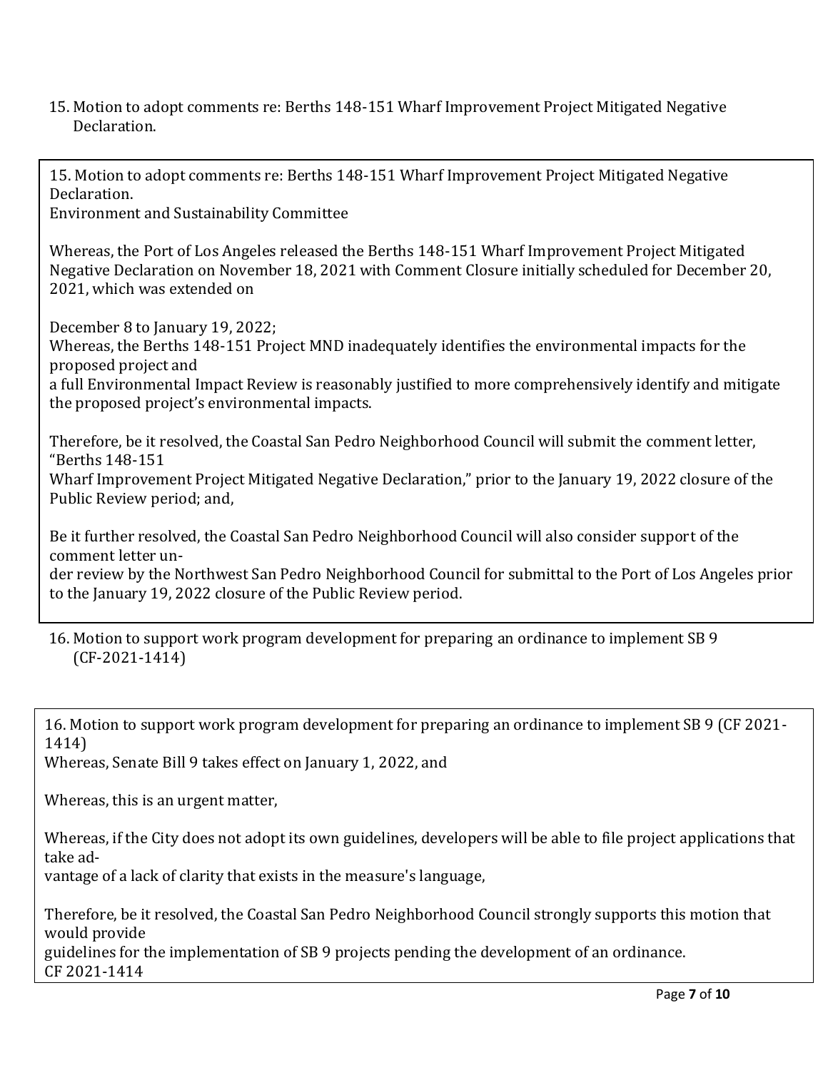15. Motion to adopt comments re: Berths 148-151 Wharf Improvement Project Mitigated Negative Declaration.

15. Motion to adopt comments re: Berths 148-151 Wharf Improvement Project Mitigated Negative Declaration.
Environment and Sustainability Committee

Whereas, the Port of Los Angeles released the Berths 148-151 Wharf Improvement Project Mitigated Negative Declaration on November 18, 2021 with Comment Closure initially scheduled for December 20, 2021, which was extended on

December 8 to January 19, 2022;
Whereas, the Berths 148-151 Project MND inadequately identifies the environmental impacts for the proposed project and
a full Environmental Impact Review is reasonably justified to more comprehensively identify and mitigate the proposed project's environmental impacts.

Therefore, be it resolved, the Coastal San Pedro Neighborhood Council will submit the comment letter, "Berths 148-151
Wharf Improvement Project Mitigated Negative Declaration," prior to the January 19, 2022 closure of the Public Review period; and,

Be it further resolved, the Coastal San Pedro Neighborhood Council will also consider support of the comment letter under review by the Northwest San Pedro Neighborhood Council for submittal to the Port of Los Angeles prior to the January 19, 2022 closure of the Public Review period.

16. Motion to support work program development for preparing an ordinance to implement SB 9 (CF-2021-1414)

16. Motion to support work program development for preparing an ordinance to implement SB 9 (CF 2021-1414)
Whereas, Senate Bill 9 takes effect on January 1, 2022, and

Whereas, this is an urgent matter,

Whereas, if the City does not adopt its own guidelines, developers will be able to file project applications that take advantage of a lack of clarity that exists in the measure's language,

Therefore, be it resolved, the Coastal San Pedro Neighborhood Council strongly supports this motion that would provide
guidelines for the implementation of SB 9 projects pending the development of an ordinance.
CF 2021-1414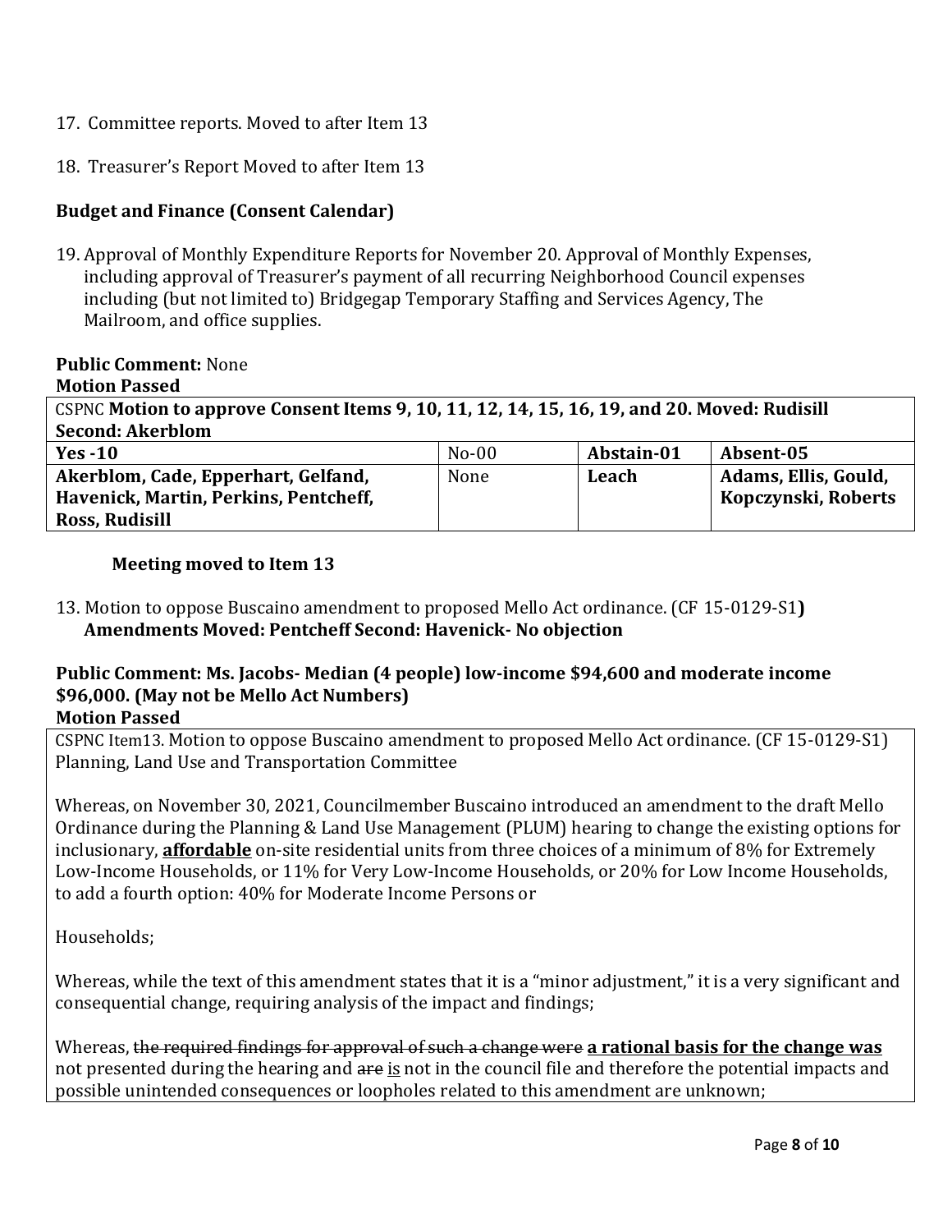17. Committee reports. Moved to after Item 13

18. Treasurer's Report Moved to after Item 13

**Budget and Finance (Consent Calendar)**

19. Approval of Monthly Expenditure Reports for November 20. Approval of Monthly Expenses, including approval of Treasurer's payment of all recurring Neighborhood Council expenses including (but not limited to) Bridgegap Temporary Staffing and Services Agency, The Mailroom, and office supplies.

**Public Comment:** None

**Motion Passed**

| CSPNC **Motion to approve Consent Items 9, 10, 11, 12, 14, 15, 16, 19, and 20. Moved: Rudisill Second: Akerblom** | | | |
|---|---|---|---|
| **Yes -10** | No-00 | **Abstain-01** | **Absent-05** |
| **Akerblom, Cade, Epperhart, Gelfand, Havenick, Martin, Perkins, Pentcheff, Ross, Rudisill** | None | **Leach** | **Adams, Ellis, Gould, Kopczynski, Roberts** |

**Meeting moved to Item 13**

13. Motion to oppose Buscaino amendment to proposed Mello Act ordinance. (CF 15-0129-S1**)**
**Amendments Moved: Pentcheff Second: Havenick- No objection**

**Public Comment: Ms. Jacobs- Median (4 people) low-income \$94,600 and moderate income \$96,000. (May not be Mello Act Numbers)**

**Motion Passed**

CSPNC Item13. Motion to oppose Buscaino amendment to proposed Mello Act ordinance. (CF 15-0129-S1) Planning, Land Use and Transportation Committee

Whereas, on November 30, 2021, Councilmember Buscaino introduced an amendment to the draft Mello Ordinance during the Planning & Land Use Management (PLUM) hearing to change the existing options for inclusionary, **affordable** on-site residential units from three choices of a minimum of 8% for Extremely Low-Income Households, or 11% for Very Low-Income Households, or 20% for Low Income Households, to add a fourth option: 40% for Moderate Income Persons or

Households;

Whereas, while the text of this amendment states that it is a "minor adjustment," it is a very significant and consequential change, requiring analysis of the impact and findings;

Whereas, ~~the required findings for approval of such a change were~~ **a rational basis for the change was** not presented during the hearing and ~~are~~ is not in the council file and therefore the potential impacts and possible unintended consequences or loopholes related to this amendment are unknown;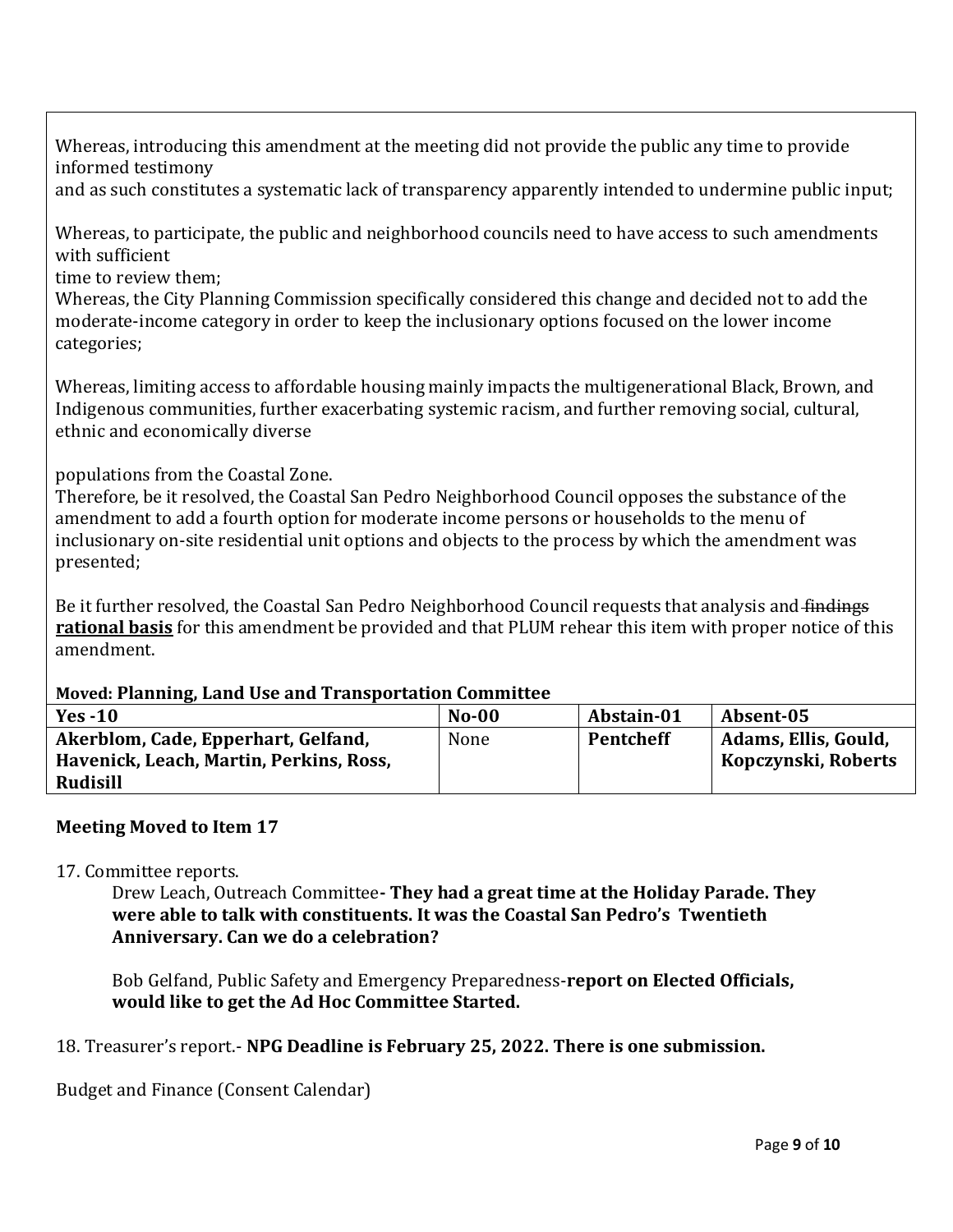Whereas, introducing this amendment at the meeting did not provide the public any time to provide informed testimony
and as such constitutes a systematic lack of transparency apparently intended to undermine public input;

Whereas, to participate, the public and neighborhood councils need to have access to such amendments with sufficient
time to review them;
Whereas, the City Planning Commission specifically considered this change and decided not to add the moderate-income category in order to keep the inclusionary options focused on the lower income categories;

Whereas, limiting access to affordable housing mainly impacts the multigenerational Black, Brown, and Indigenous communities, further exacerbating systemic racism, and further removing social, cultural, ethnic and economically diverse

populations from the Coastal Zone.
Therefore, be it resolved, the Coastal San Pedro Neighborhood Council opposes the substance of the amendment to add a fourth option for moderate income persons or households to the menu of inclusionary on-site residential unit options and objects to the process by which the amendment was presented;

Be it further resolved, the Coastal San Pedro Neighborhood Council requests that analysis and ~~findings~~ **rational basis** for this amendment be provided and that PLUM rehear this item with proper notice of this amendment.

**Moved: Planning, Land Use and Transportation Committee**

| **Yes -10** | **No-00** | **Abstain-01** | **Absent-05** |
|---|---|---|---|
| **Akerblom, Cade, Epperhart, Gelfand, Havenick, Leach, Martin, Perkins, Ross, Rudisill** | None | **Pentcheff** | **Adams, Ellis, Gould, Kopczynski, Roberts** |

**Meeting Moved to Item 17**

17. Committee reports.

Drew Leach, Outreach Committee**- They had a great time at the Holiday Parade. They were able to talk with constituents. It was the Coastal San Pedro's Twentieth Anniversary. Can we do a celebration?**

Bob Gelfand, Public Safety and Emergency Preparedness-**report on Elected Officials, would like to get the Ad Hoc Committee Started.**

18. Treasurer's report.- **NPG Deadline is February 25, 2022. There is one submission.**

Budget and Finance (Consent Calendar)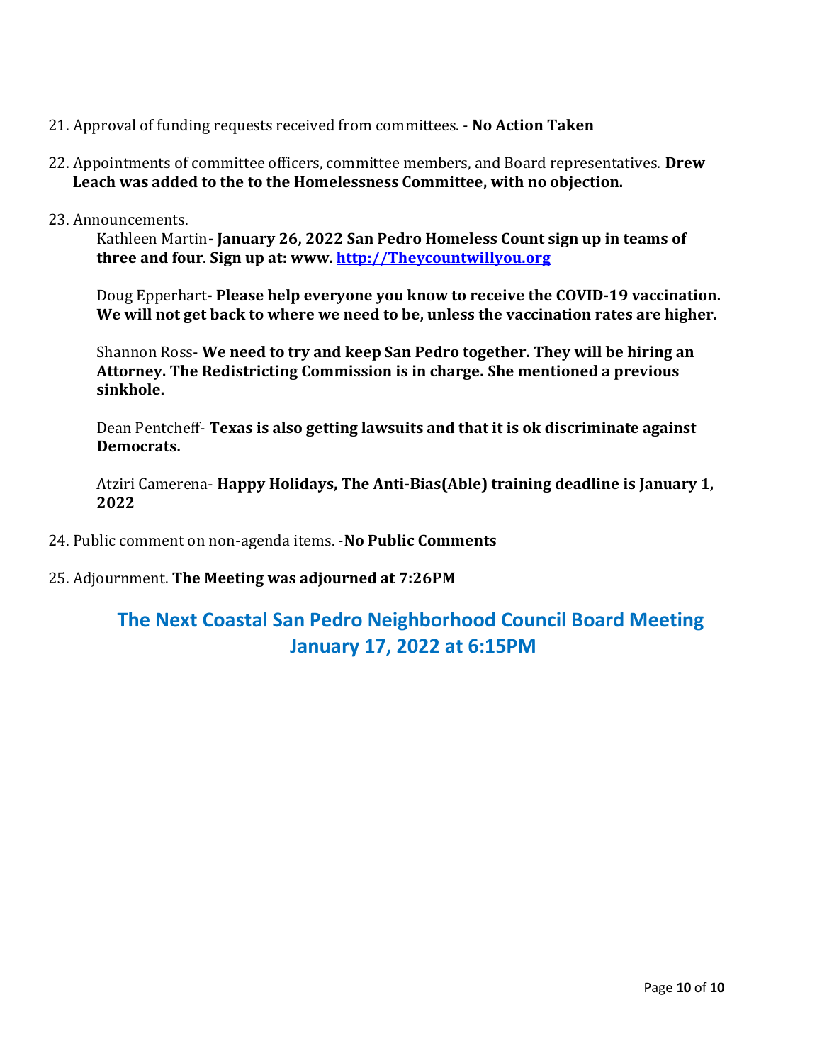21. Approval of funding requests received from committees. - **No Action Taken**

22. Appointments of committee officers, committee members, and Board representatives. **Drew Leach was added to the to the Homelessness Committee, with no objection.**

23. Announcements.

    Kathleen Martin**- January 26, 2022 San Pedro Homeless Count sign up in teams of three and four**. **Sign up at: www. [http://Theycountwillyou.org](http://Theycountwillyou.org)**

    Doug Epperhart**- Please help everyone you know to receive the COVID-19 vaccination. We will not get back to where we need to be, unless the vaccination rates are higher.**

    Shannon Ross- **We need to try and keep San Pedro together. They will be hiring an Attorney. The Redistricting Commission is in charge. She mentioned a previous sinkhole.**

    Dean Pentcheff- **Texas is also getting lawsuits and that it is ok discriminate against Democrats.**

    Atziri Camerena- **Happy Holidays, The Anti-Bias(Able) training deadline is January 1, 2022**

24. Public comment on non-agenda items. -**No Public Comments**

25. Adjournment. **The Meeting was adjourned at 7:26PM**

## The Next Coastal San Pedro Neighborhood Council Board Meeting January 17, 2022 at 6:15PM